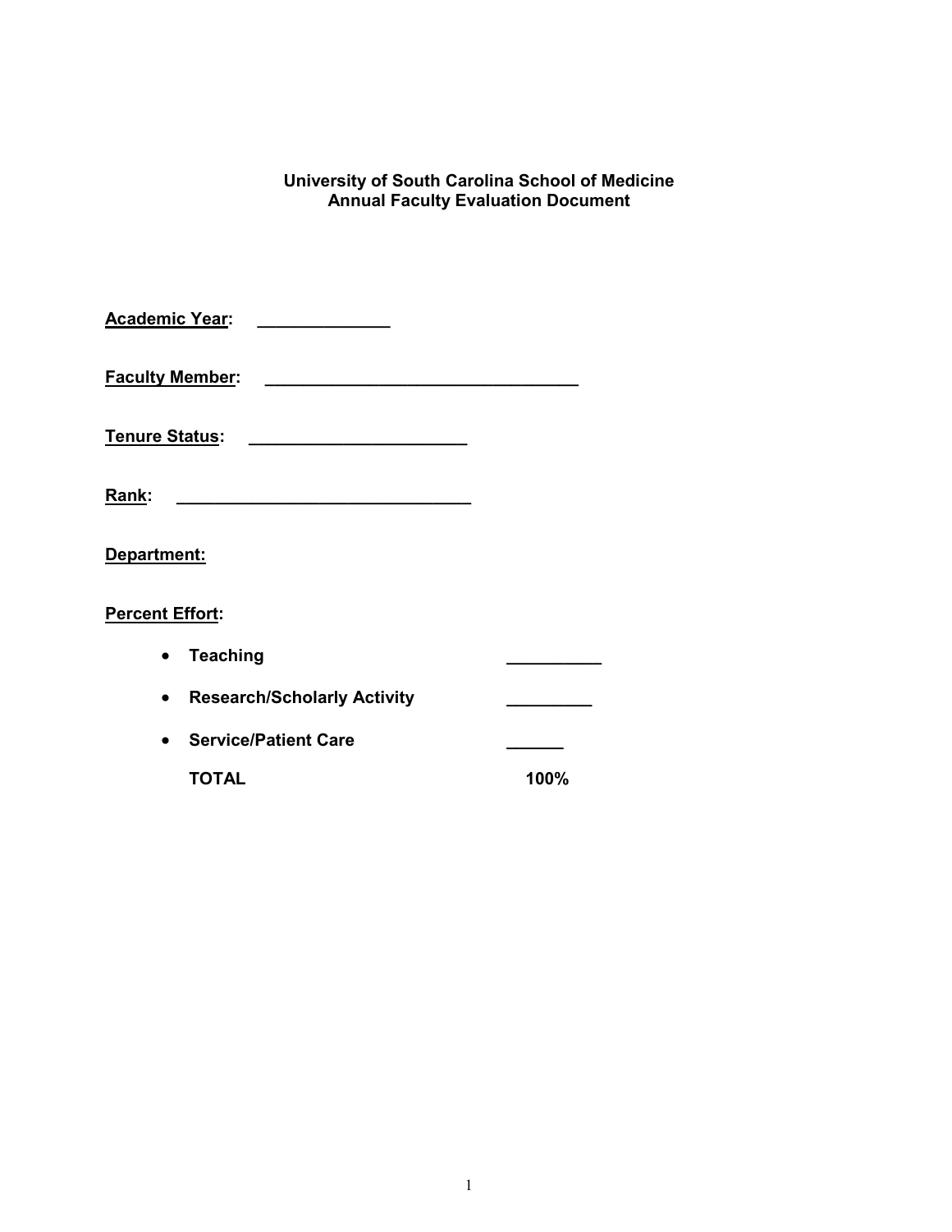# University of South Carolina School of Medicine
## Annual Faculty Evaluation Document

**Academic Year:** ______________

**Faculty Member:** _________________________________

**Tenure Status:** _______________________

**Rank:** _______________________________

**Department:**

**Percent Effort:**

- **Teaching** __________
- **Research/Scholarly Activity** _________
- **Service/Patient Care** ______

  **TOTAL** **100%**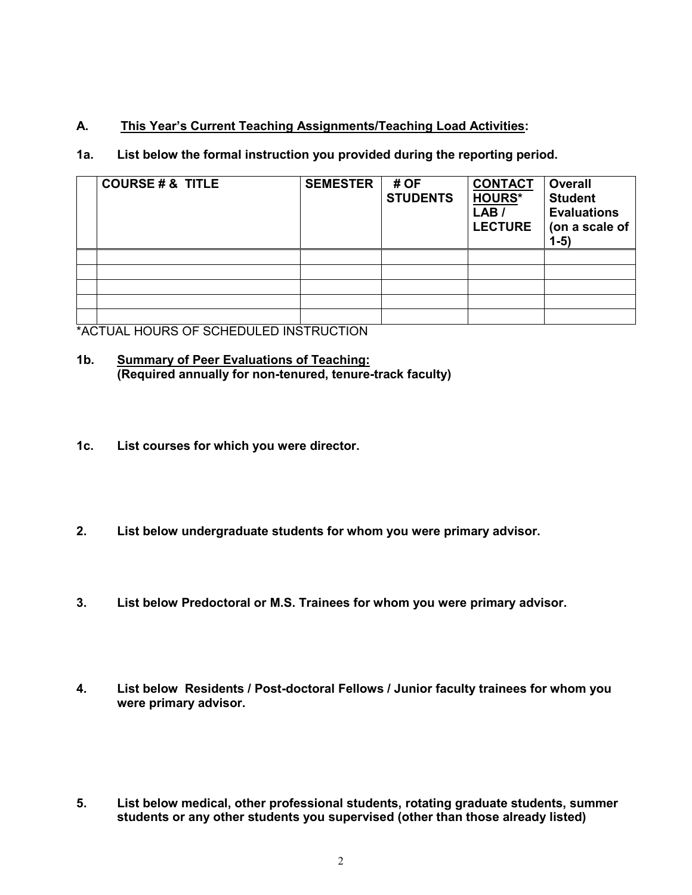## A. This Year's Current Teaching Assignments/Teaching Load Activities:

**1a. List below the formal instruction you provided during the reporting period.**

| | COURSE # & TITLE | SEMESTER | # OF STUDENTS | CONTACT HOURS* LAB / LECTURE | Overall Student Evaluations (on a scale of 1-5) |
|---|---|---|---|---|---|
| | | | | | |
| | | | | | |
| | | | | | |
| | | | | | |
| | | | | | |

*ACTUAL HOURS OF SCHEDULED INSTRUCTION

**1b. Summary of Peer Evaluations of Teaching:**
**(Required annually for non-tenured, tenure-track faculty)**

**1c. List courses for which you were director.**

**2. List below undergraduate students for whom you were primary advisor.**

**3. List below Predoctoral or M.S. Trainees for whom you were primary advisor.**

**4. List below Residents / Post-doctoral Fellows / Junior faculty trainees for whom you were primary advisor.**

**5. List below medical, other professional students, rotating graduate students, summer students or any other students you supervised (other than those already listed)**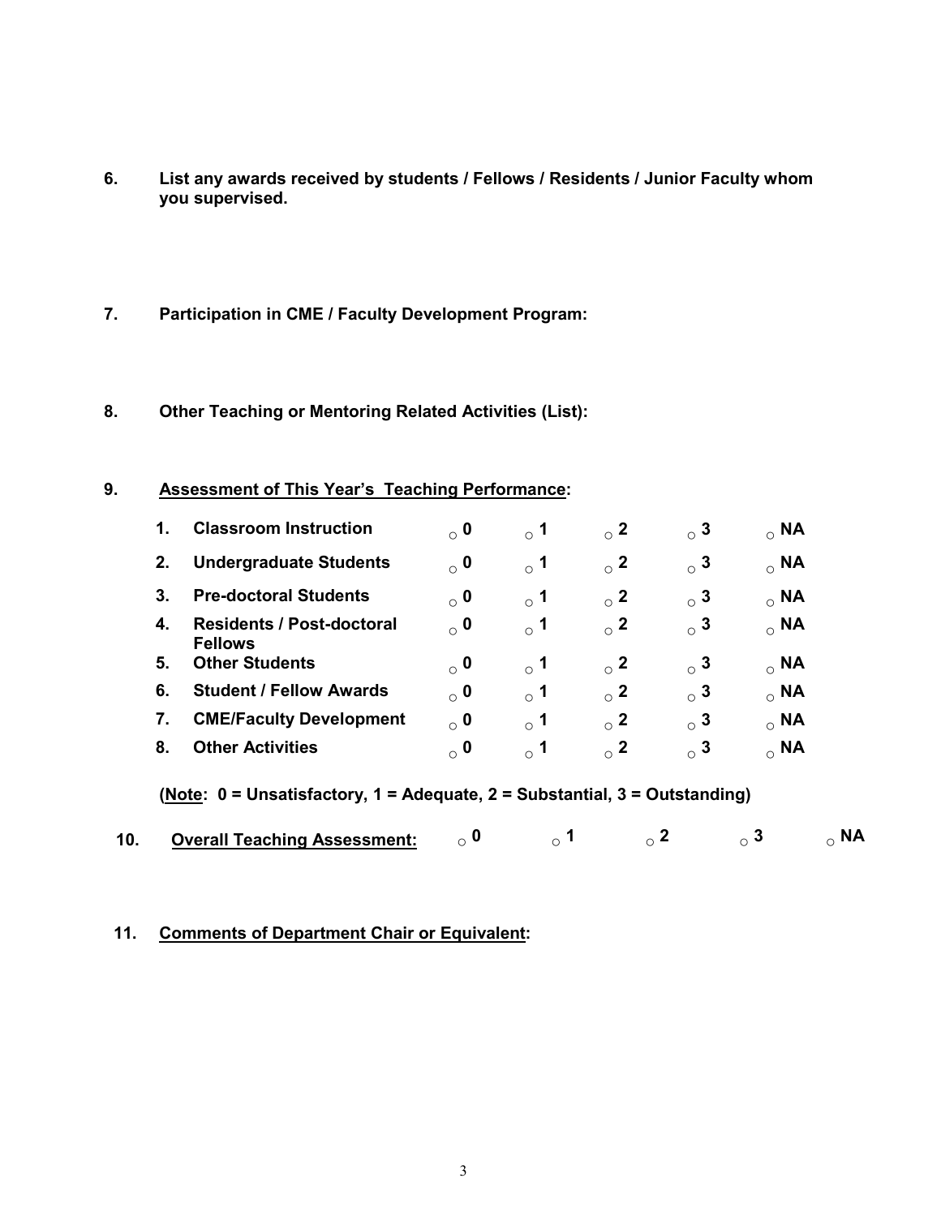**6. List any awards received by students / Fellows / Residents / Junior Faculty whom you supervised.**

**7. Participation in CME / Faculty Development Program:**

**8. Other Teaching or Mentoring Related Activities (List):**

**9. <u>Assessment of This Year's Teaching Performance</u>:**

| | | | | | | |
|---|---|---|---|---|---|---|
| **1.** | **Classroom Instruction** | ○ **0** | ○ **1** | ○ **2** | ○ **3** | ○ **NA** |
| **2.** | **Undergraduate Students** | ○ **0** | ○ **1** | ○ **2** | ○ **3** | ○ **NA** |
| **3.** | **Pre-doctoral Students** | ○ **0** | ○ **1** | ○ **2** | ○ **3** | ○ **NA** |
| **4.** | **Residents / Post-doctoral Fellows** | ○ **0** | ○ **1** | ○ **2** | ○ **3** | ○ **NA** |
| **5.** | **Other Students** | ○ **0** | ○ **1** | ○ **2** | ○ **3** | ○ **NA** |
| **6.** | **Student / Fellow Awards** | ○ **0** | ○ **1** | ○ **2** | ○ **3** | ○ **NA** |
| **7.** | **CME/Faculty Development** | ○ **0** | ○ **1** | ○ **2** | ○ **3** | ○ **NA** |
| **8.** | **Other Activities** | ○ **0** | ○ **1** | ○ **2** | ○ **3** | ○ **NA** |

**(<u>Note</u>: 0 = Unsatisfactory, 1 = Adequate, 2 = Substantial, 3 = Outstanding)**

**10. <u>Overall Teaching Assessment:</u>** ○ **0** ○ **1** ○ **2** ○ **3** ○ **NA**

**11. <u>Comments of Department Chair or Equivalent</u>:**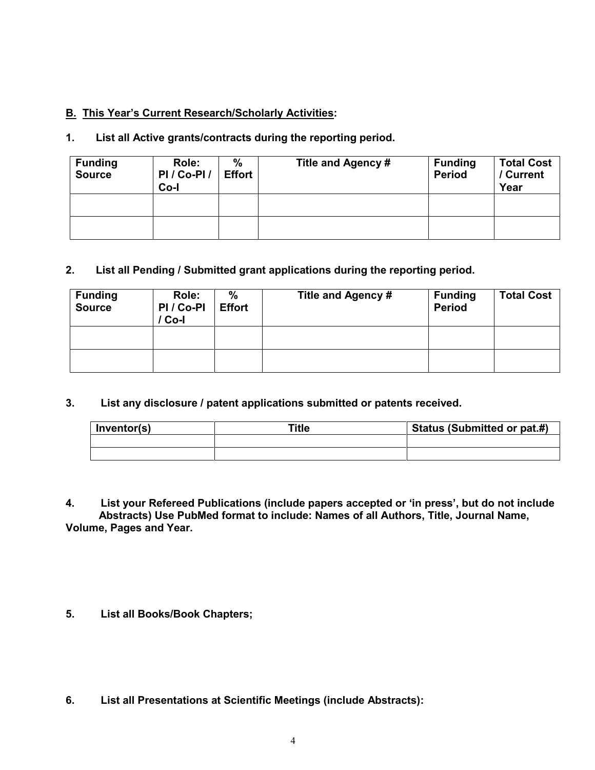**<u>B.</u> <u>This Year's Current Research/Scholarly Activities</u>:**

**1. List all Active grants/contracts during the reporting period.**

| Funding Source | Role: PI / Co-PI / Co-I | % Effort | Title and Agency # | Funding Period | Total Cost / Current Year |
|---|---|---|---|---|---|
| | | | | | |
| | | | | | |

**2. List all Pending / Submitted grant applications during the reporting period.**

| Funding Source | Role: PI / Co-PI / Co-I | % Effort | Title and Agency # | Funding Period | Total Cost |
|---|---|---|---|---|---|
| | | | | | |
| | | | | | |

**3. List any disclosure / patent applications submitted or patents received.**

| Inventor(s) | Title | Status (Submitted or pat.#) |
|---|---|---|
| | | |
| | | |

**4. List your Refereed Publications (include papers accepted or 'in press', but do not include Abstracts) Use PubMed format to include: Names of all Authors, Title, Journal Name, Volume, Pages and Year.**

**5. List all Books/Book Chapters;**

**6. List all Presentations at Scientific Meetings (include Abstracts):**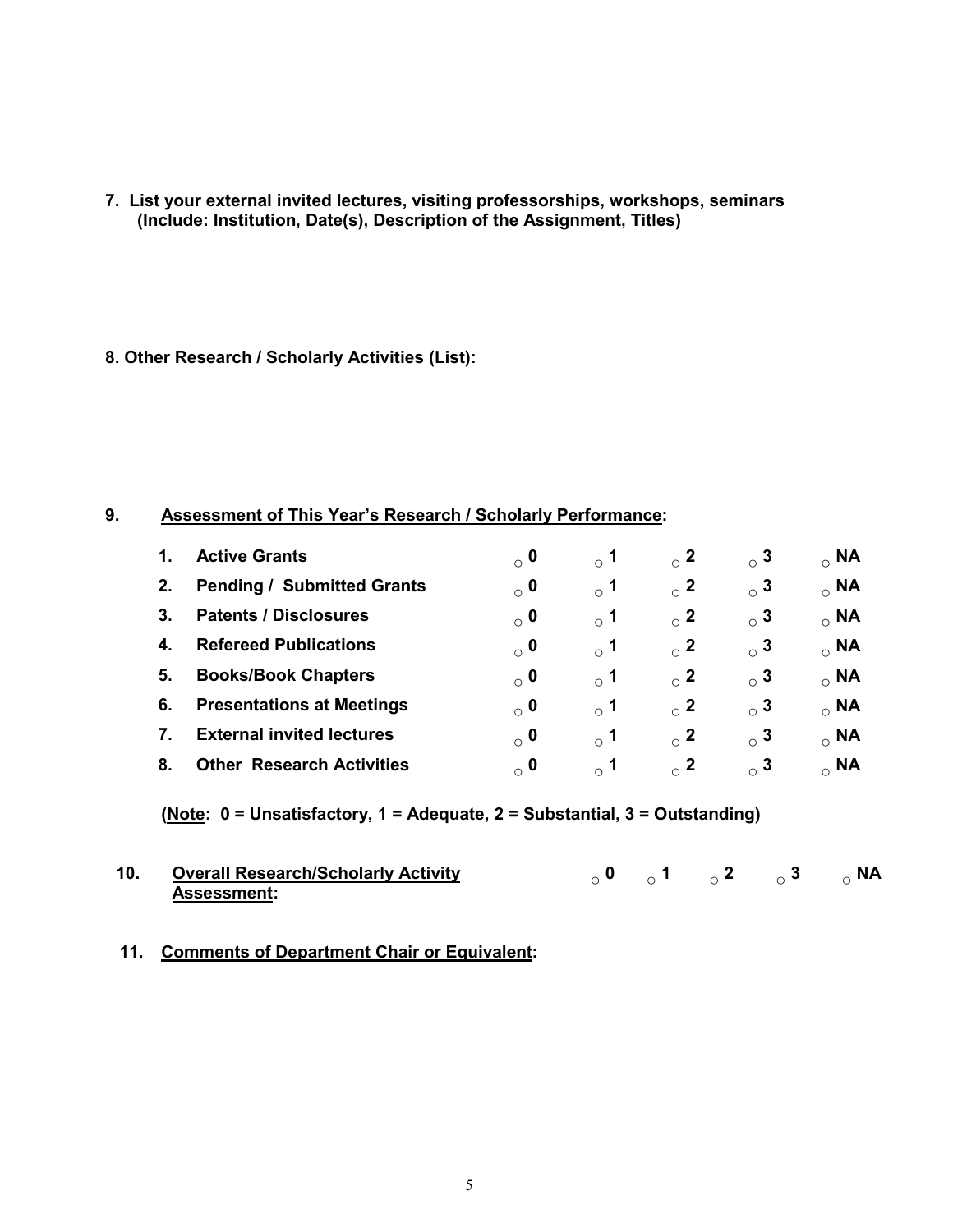**7. List your external invited lectures, visiting professorships, workshops, seminars (Include: Institution, Date(s), Description of the Assignment, Titles)**

**8. Other Research / Scholarly Activities (List):**

**9. Assessment of This Year's Research / Scholarly Performance:**

| | | | | | | |
|---|---|---|---|---|---|---|
| **1.** | **Active Grants** | ○ **0** | ○ **1** | ○ **2** | ○ **3** | ○ **NA** |
| **2.** | **Pending / Submitted Grants** | ○ **0** | ○ **1** | ○ **2** | ○ **3** | ○ **NA** |
| **3.** | **Patents / Disclosures** | ○ **0** | ○ **1** | ○ **2** | ○ **3** | ○ **NA** |
| **4.** | **Refereed Publications** | ○ **0** | ○ **1** | ○ **2** | ○ **3** | ○ **NA** |
| **5.** | **Books/Book Chapters** | ○ **0** | ○ **1** | ○ **2** | ○ **3** | ○ **NA** |
| **6.** | **Presentations at Meetings** | ○ **0** | ○ **1** | ○ **2** | ○ **3** | ○ **NA** |
| **7.** | **External invited lectures** | ○ **0** | ○ **1** | ○ **2** | ○ **3** | ○ **NA** |
| **8.** | **Other Research Activities** | ○ **0** | ○ **1** | ○ **2** | ○ **3** | ○ **NA** |

**(Note: 0 = Unsatisfactory, 1 = Adequate, 2 = Substantial, 3 = Outstanding)**

**10. Overall Research/Scholarly Activity Assessment:** ○ **0** ○ **1** ○ **2** ○ **3** ○ **NA**

**11. Comments of Department Chair or Equivalent:**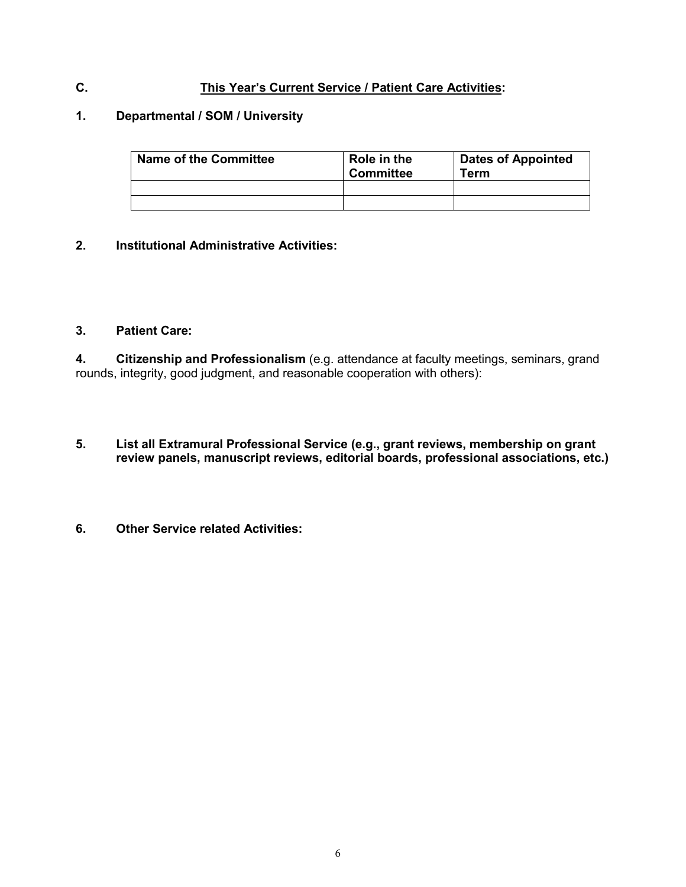## C. This Year's Current Service / Patient Care Activities:

### 1. Departmental / SOM / University

| Name of the Committee | Role in the Committee | Dates of Appointed Term |
|---|---|---|
| | | |
| | | |

### 2. Institutional Administrative Activities:

### 3. Patient Care:

**4. Citizenship and Professionalism** (e.g. attendance at faculty meetings, seminars, grand rounds, integrity, good judgment, and reasonable cooperation with others):

### 5. List all Extramural Professional Service (e.g., grant reviews, membership on grant review panels, manuscript reviews, editorial boards, professional associations, etc.)

### 6. Other Service related Activities: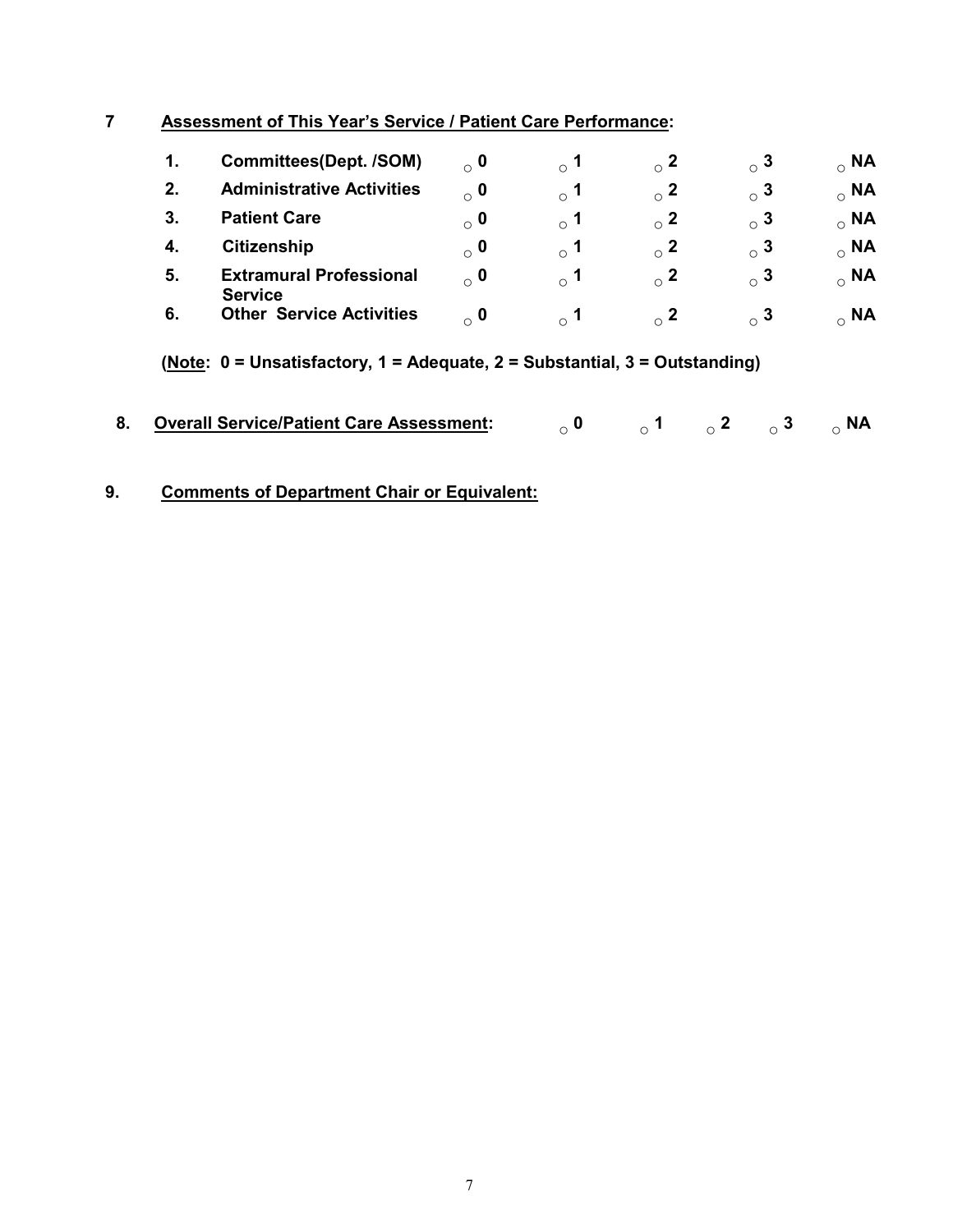**7** **Assessment of This Year's Service / Patient Care Performance:**

| | | | | | | |
|---|---|---|---|---|---|---|
| **1.** | **Committees(Dept. /SOM)** | ○ **0** | ○ **1** | ○ **2** | ○ **3** | ○ **NA** |
| **2.** | **Administrative Activities** | ○ **0** | ○ **1** | ○ **2** | ○ **3** | ○ **NA** |
| **3.** | **Patient Care** | ○ **0** | ○ **1** | ○ **2** | ○ **3** | ○ **NA** |
| **4.** | **Citizenship** | ○ **0** | ○ **1** | ○ **2** | ○ **3** | ○ **NA** |
| **5.** | **Extramural Professional Service** | ○ **0** | ○ **1** | ○ **2** | ○ **3** | ○ **NA** |
| **6.** | **Other Service Activities** | ○ **0** | ○ **1** | ○ **2** | ○ **3** | ○ **NA** |

**(Note: 0 = Unsatisfactory, 1 = Adequate, 2 = Substantial, 3 = Outstanding)**

**8.** **Overall Service/Patient Care Assessment:** ○ **0** ○ **1** ○ **2** ○ **3** ○ **NA**

**9.** **Comments of Department Chair or Equivalent:**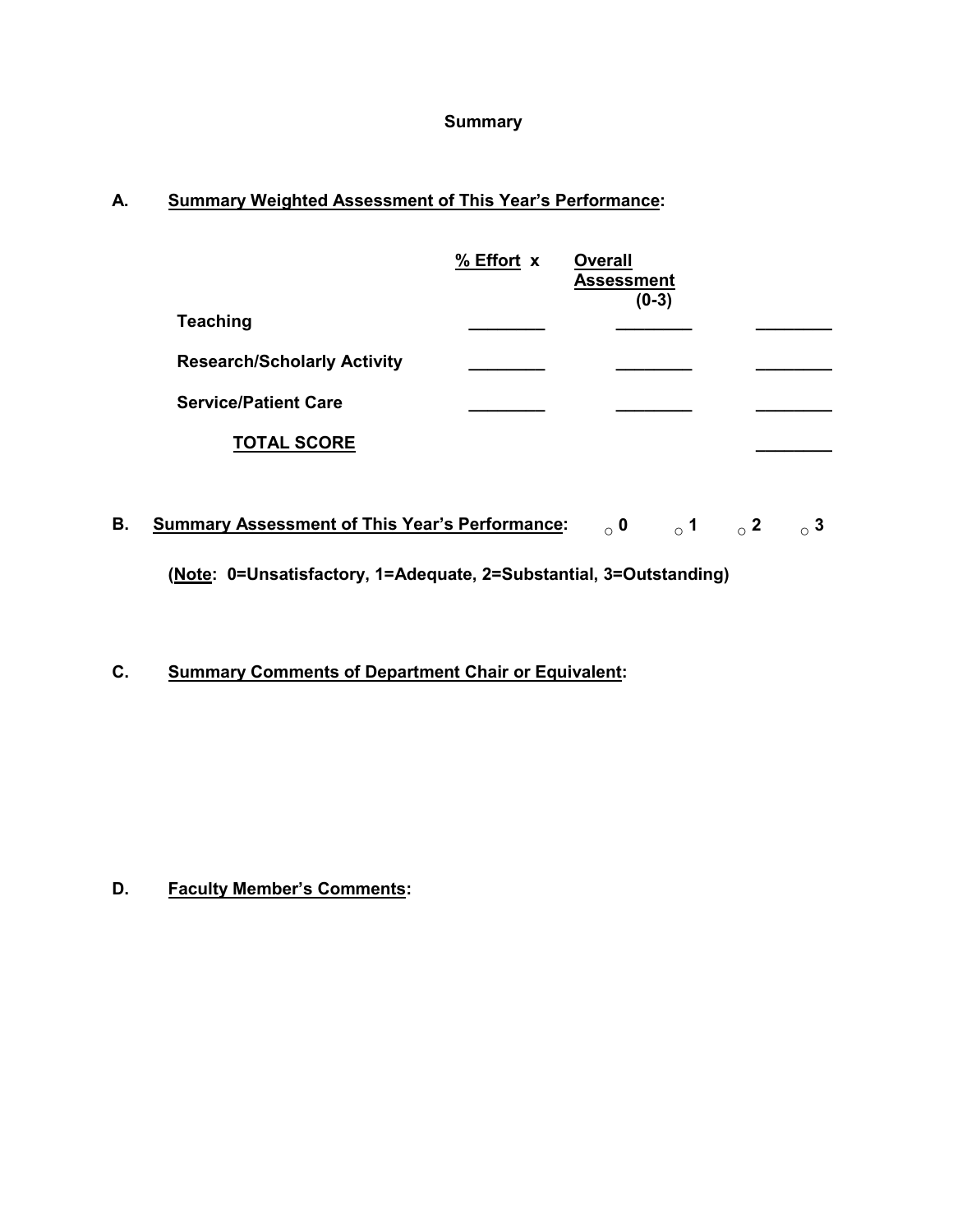# Summary

**A. Summary Weighted Assessment of This Year's Performance:**

| | % Effort x | Overall Assessment (0-3) | |
|---|---|---|---|
| **Teaching** | ________ | ________ | ________ |
| **Research/Scholarly Activity** | ________ | ________ | ________ |
| **Service/Patient Care** | ________ | ________ | ________ |
| **TOTAL SCORE** | | | ________ |

**B. Summary Assessment of This Year's Performance:** ○ 0 ○ 1 ○ 2 ○ 3

**(Note: 0=Unsatisfactory, 1=Adequate, 2=Substantial, 3=Outstanding)**

**C. Summary Comments of Department Chair or Equivalent:**

**D. Faculty Member's Comments:**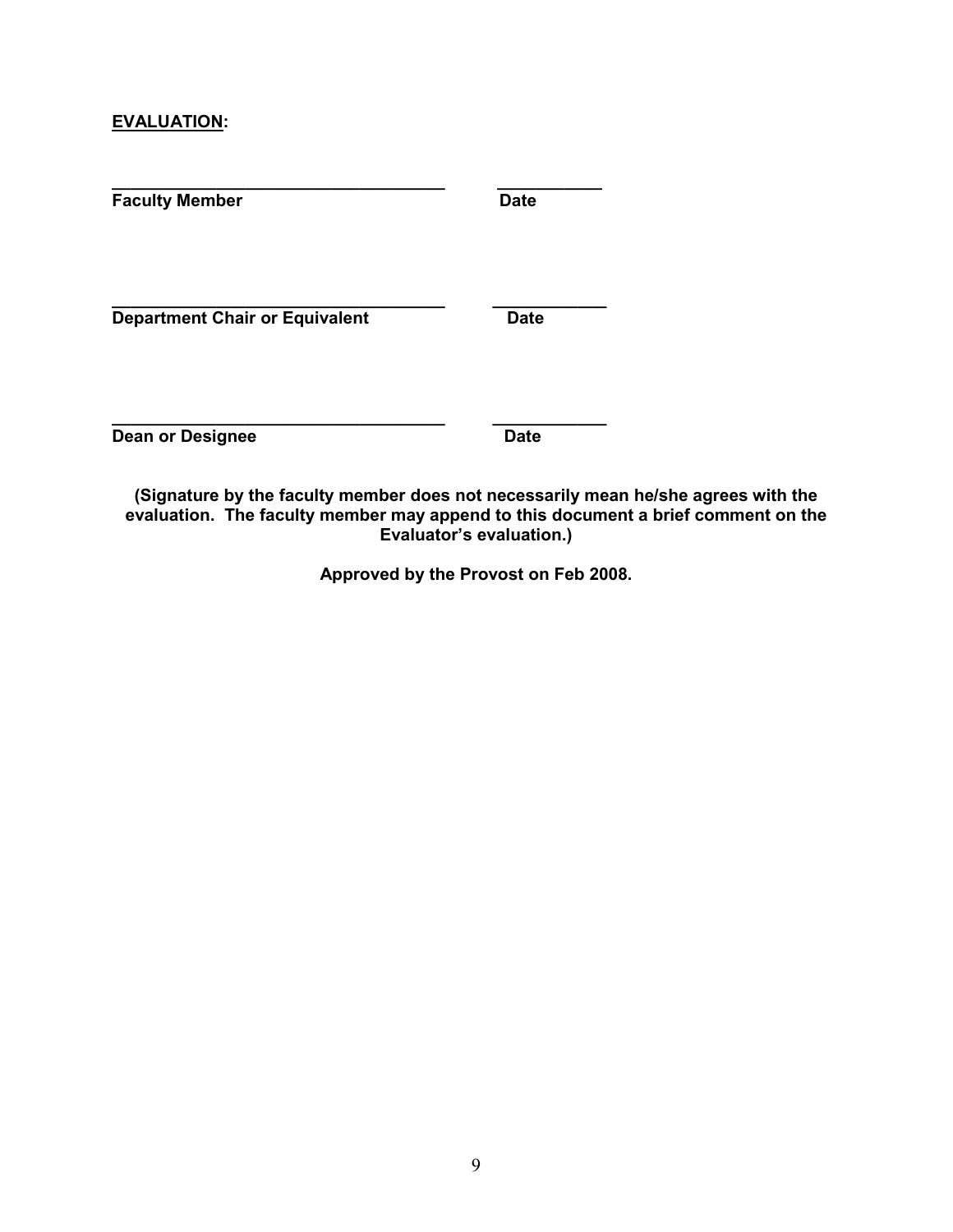**EVALUATION:**

\_\_\_\_\_\_\_\_\_\_\_\_\_\_\_\_\_\_\_\_\_\_\_\_\_\_\_\_\_\_\_\_\_\_\_\_ \_\_\_\_\_\_\_\_\_\_\_
**Faculty Member** **Date**

\_\_\_\_\_\_\_\_\_\_\_\_\_\_\_\_\_\_\_\_\_\_\_\_\_\_\_\_\_\_\_\_\_\_\_\_ \_\_\_\_\_\_\_\_\_\_\_\_
**Department Chair or Equivalent** **Date**

\_\_\_\_\_\_\_\_\_\_\_\_\_\_\_\_\_\_\_\_\_\_\_\_\_\_\_\_\_\_\_\_\_\_\_\_ \_\_\_\_\_\_\_\_\_\_\_\_
**Dean or Designee** **Date**

**(Signature by the faculty member does not necessarily mean he/she agrees with the evaluation. The faculty member may append to this document a brief comment on the Evaluator's evaluation.)**

**Approved by the Provost on Feb 2008.**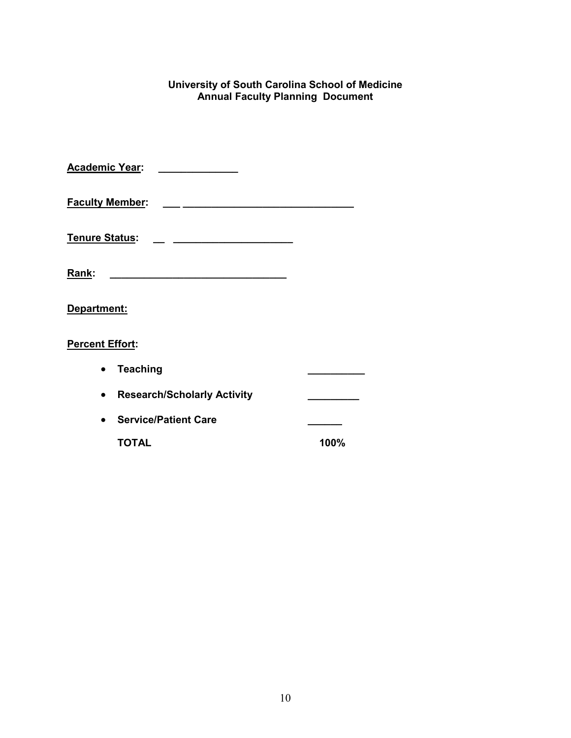**University of South Carolina School of Medicine**
**Annual Faculty Planning Document**

**Academic Year:** ______________

**Faculty Member:** ___ ______________________________

**Tenure Status:** __ _____________________

**Rank:** _______________________________

**Department:**

**Percent Effort:**

- **Teaching** __________
- **Research/Scholarly Activity** _________
- **Service/Patient Care** ______

  **TOTAL** **100%**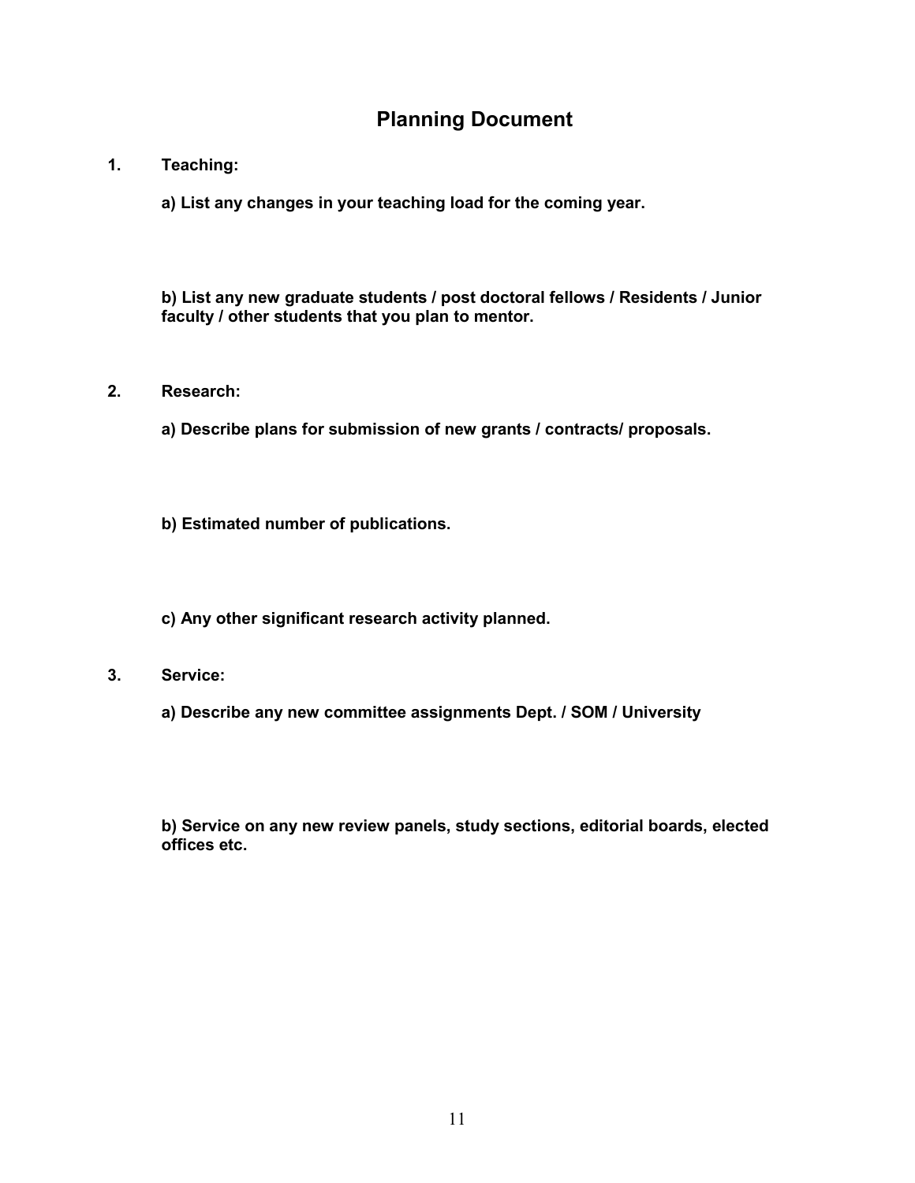# Planning Document

**1. Teaching:**

**a) List any changes in your teaching load for the coming year.**

**b) List any new graduate students / post doctoral fellows / Residents / Junior faculty / other students that you plan to mentor.**

**2. Research:**

**a) Describe plans for submission of new grants / contracts/ proposals.**

**b) Estimated number of publications.**

**c) Any other significant research activity planned.**

**3. Service:**

**a) Describe any new committee assignments Dept. / SOM / University**

**b) Service on any new review panels, study sections, editorial boards, elected offices etc.**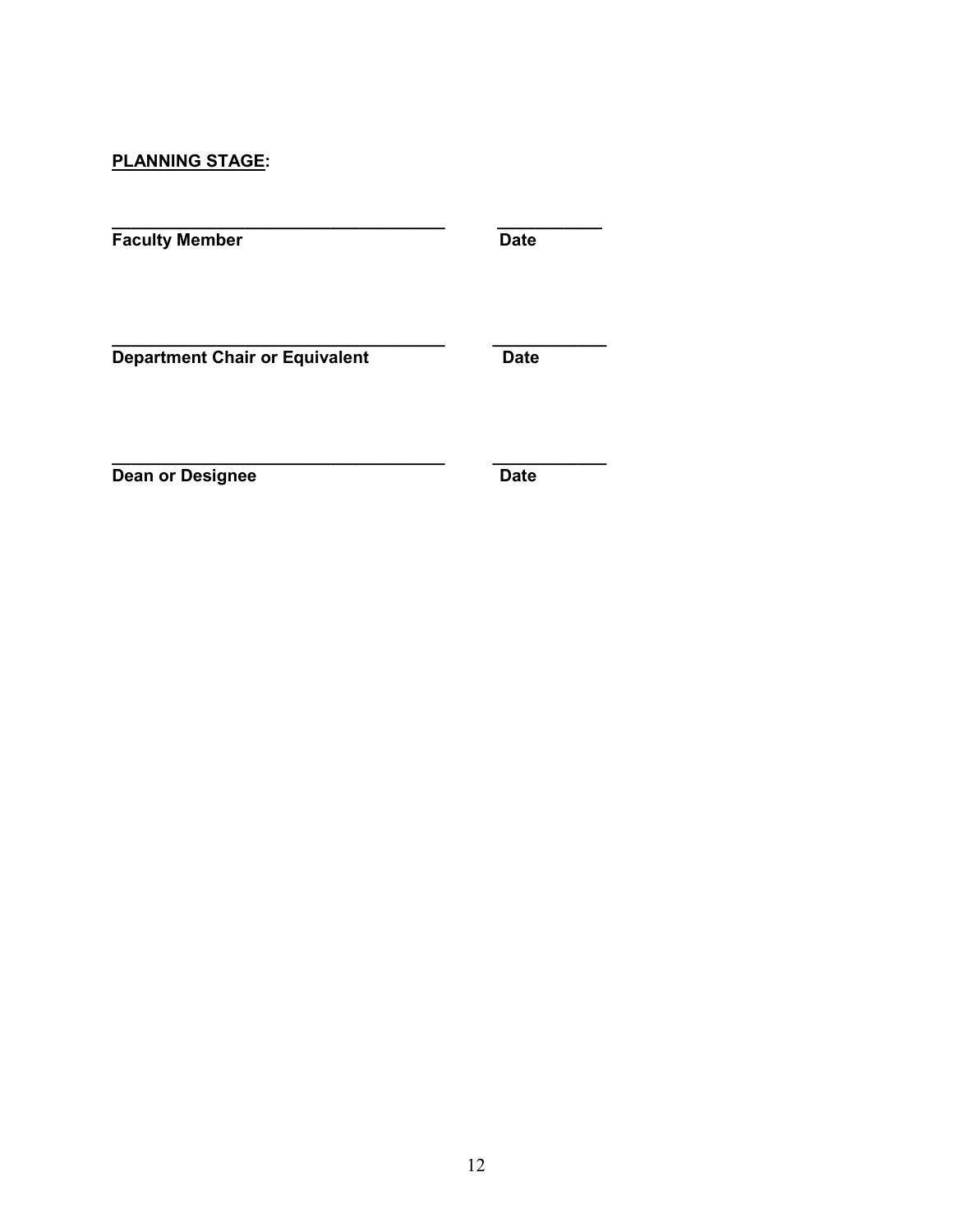**PLANNING STAGE:**

\_\_\_\_\_\_\_\_\_\_\_\_\_\_\_\_\_\_\_\_\_\_\_\_\_\_\_\_\_\_\_\_\_\_\_\_\_ \_\_\_\_\_\_\_\_\_\_\_
**Faculty Member** **Date**

\_\_\_\_\_\_\_\_\_\_\_\_\_\_\_\_\_\_\_\_\_\_\_\_\_\_\_\_\_\_\_\_\_\_\_\_\_ \_\_\_\_\_\_\_\_\_\_\_\_
**Department Chair or Equivalent** **Date**

\_\_\_\_\_\_\_\_\_\_\_\_\_\_\_\_\_\_\_\_\_\_\_\_\_\_\_\_\_\_\_\_\_\_\_\_\_ \_\_\_\_\_\_\_\_\_\_\_\_
**Dean or Designee** **Date**